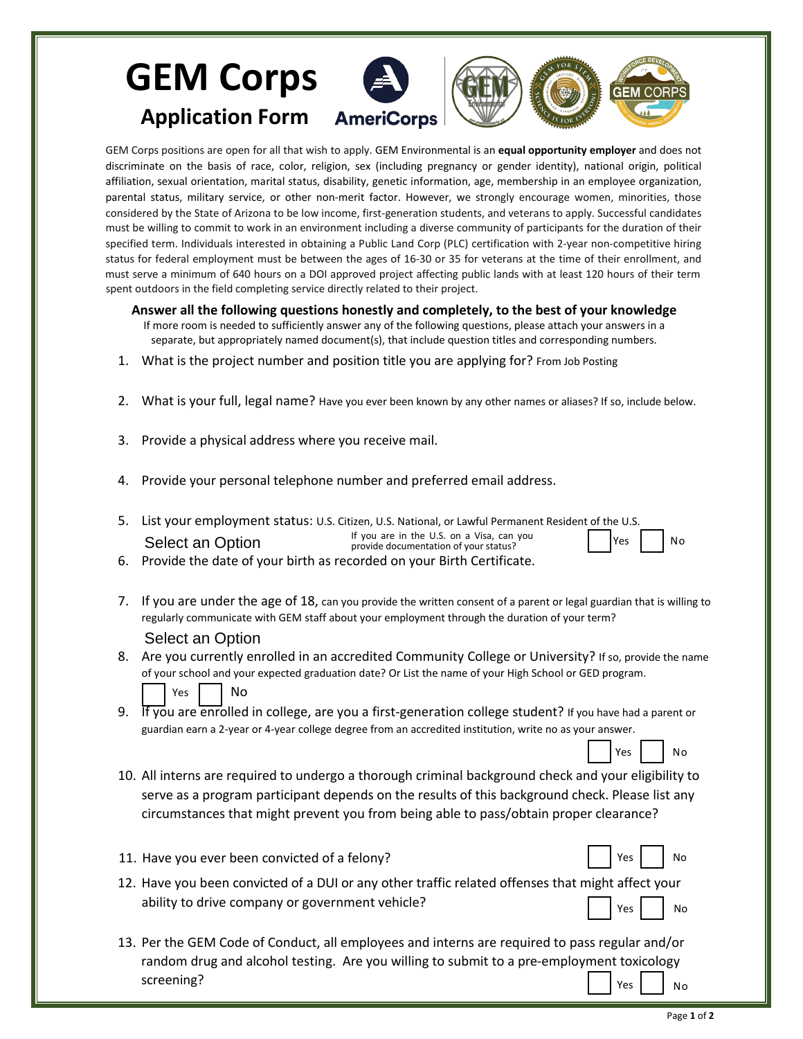# GEM Corps

## Application Form

AmeriCorps

GEM Corps positions are open for all that wish to apply. GEM Environmental is an **equal opportunity employer** and does not discriminate on the basis of race, color, religion, sex (including pregnancy or gender identity), national origin, political affiliation, sexual orientation, marital status, disability, genetic information, age, membership in an employee organization, parental status, military service, or other non-merit factor. However, we strongly encourage women, minorities, those considered by the State of Arizona to be low income, first-generation students, and veterans to apply. Successful candidates must be willing to commit to work in an environment including a diverse community of participants for the duration of their specified term. Individuals interested in obtaining a Public Land Corp (PLC) certification with 2-year non-competitive hiring status for federal employment must be between the ages of 16-30 or 35 for veterans at the time of their enrollment, and must serve a minimum of 640 hours on a DOI approved project affecting public lands with at least 120 hours of their term spent outdoors in the field completing service directly related to their project.

**Answer all the following questions honestly and completely, to the best of your knowledge**

If more room is needed to sufficiently answer any of the following questions, please attach your answers in a separate, but appropriately named document(s), that include question titles and corresponding numbers.

1. What is the project number and position title you are applying for? From Job Posting

2. What is your full, legal name? Have you ever been known by any other names or aliases? If so, include below.

3. Provide a physical address where you receive mail.

4. Provide your personal telephone number and preferred email address.

5. List your employment status: U.S. Citizen, U.S. National, or Lawful Permanent Resident of the U.S.

   Select an Option

   If you are in the U.S. on a Visa, can you provide documentation of your status? ☐ Yes ☐ No

6. Provide the date of your birth as recorded on your Birth Certificate.

7. If you are under the age of 18, can you provide the written consent of a parent or legal guardian that is willing to regularly communicate with GEM staff about your employment through the duration of your term?

   Select an Option

8. Are you currently enrolled in an accredited Community College or University? If so, provide the name of your school and your expected graduation date? Or List the name of your High School or GED program.

   ☐ Yes ☐ No

9. If you are enrolled in college, are you a first-generation college student? If you have had a parent or guardian earn a 2-year or 4-year college degree from an accredited institution, write no as your answer.

   ☐ Yes ☐ No

10. All interns are required to undergo a thorough criminal background check and your eligibility to serve as a program participant depends on the results of this background check. Please list any circumstances that might prevent you from being able to pass/obtain proper clearance?

11. Have you ever been convicted of a felony? ☐ Yes ☐ No

12. Have you been convicted of a DUI or any other traffic related offenses that might affect your ability to drive company or government vehicle? ☐ Yes ☐ No

13. Per the GEM Code of Conduct, all employees and interns are required to pass regular and/or random drug and alcohol testing. Are you willing to submit to a pre-employment toxicology screening? ☐ Yes ☐ No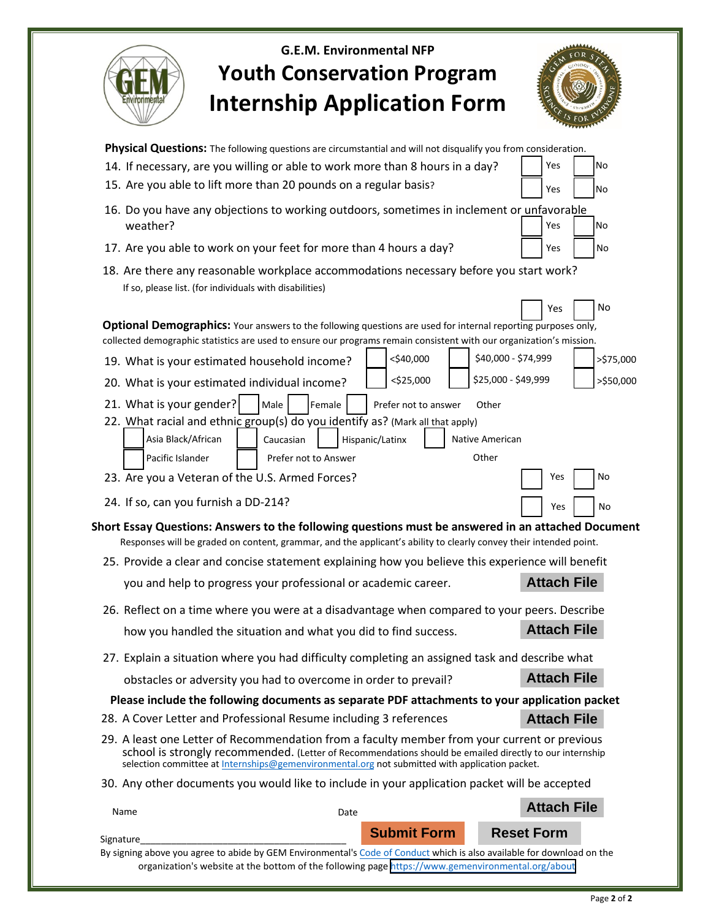G.E.M. Environmental NFP

# Youth Conservation Program
# Internship Application Form

**Physical Questions:** The following questions are circumstantial and will not disqualify you from consideration.

14. If necessary, are you willing or able to work more than 8 hours in a day? ☐ Yes ☐ No
15. Are you able to lift more than 20 pounds on a regular basis? ☐ Yes ☐ No
16. Do you have any objections to working outdoors, sometimes in inclement or unfavorable weather? ☐ Yes ☐ No
17. Are you able to work on your feet for more than 4 hours a day? ☐ Yes ☐ No
18. Are there any reasonable workplace accommodations necessary before you start work? If so, please list. (for individuals with disabilities) ☐ Yes ☐ No

**Optional Demographics:** Your answers to the following questions are used for internal reporting purposes only, collected demographic statistics are used to ensure our programs remain consistent with our organization's mission.

19. What is your estimated household income? ☐ <$40,000 ☐ $40,000 - $74,999 ☐ >$75,000
20. What is your estimated individual income? ☐ <$25,000 ☐ $25,000 - $49,999 ☐ >$50,000
21. What is your gender? ☐ Male ☐ Female ☐ Prefer not to answer Other
22. What racial and ethnic group(s) do you identify as? (Mark all that apply)
    ☐ Asia Black/African ☐ Caucasian ☐ Hispanic/Latinx ☐ Native American
    ☐ Pacific Islander ☐ Prefer not to Answer Other
23. Are you a Veteran of the U.S. Armed Forces? ☐ Yes ☐ No
24. If so, can you furnish a DD-214? ☐ Yes ☐ No

**Short Essay Questions: Answers to the following questions must be answered in an attached Document**

Responses will be graded on content, grammar, and the applicant's ability to clearly convey their intended point.

25. Provide a clear and concise statement explaining how you believe this experience will benefit you and help to progress your professional or academic career. **Attach File**
26. Reflect on a time where you were at a disadvantage when compared to your peers. Describe how you handled the situation and what you did to find success. **Attach File**
27. Explain a situation where you had difficulty completing an assigned task and describe what obstacles or adversity you had to overcome in order to prevail? **Attach File**

**Please include the following documents as separate PDF attachments to your application packet**

28. A Cover Letter and Professional Resume including 3 references **Attach File**
29. A least one Letter of Recommendation from a faculty member from your current or previous school is strongly recommended. (Letter of Recommendations should be emailed directly to our internship selection committee at Internships@gemenvironmental.org not submitted with application packet.
30. Any other documents you would like to include in your application packet will be accepted **Attach File**

Name Date

Signature________________________________________

**Submit Form** **Reset Form**

By signing above you agree to abide by GEM Environmental's Code of Conduct which is also available for download on the organization's website at the bottom of the following page https://www.gemenvironmental.org/about